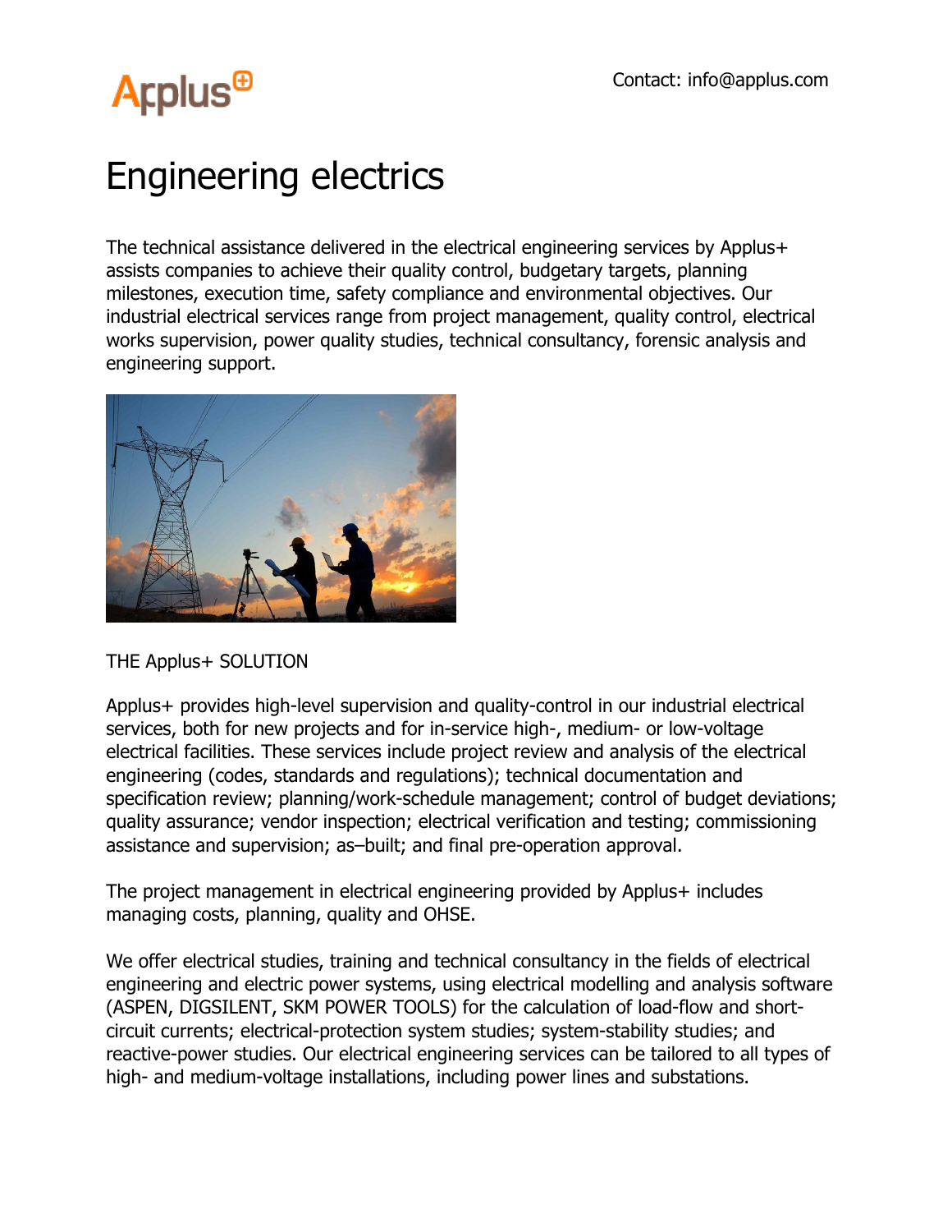Contact: info@applus.com

# Engineering electrics

The technical assistance delivered in the electrical engineering services by Applus+ assists companies to achieve their quality control, budgetary targets, planning milestones, execution time, safety compliance and environmental objectives. Our industrial electrical services range from project management, quality control, electrical works supervision, power quality studies, technical consultancy, forensic analysis and engineering support.

THE Applus+ SOLUTION

Applus+ provides high-level supervision and quality-control in our industrial electrical services, both for new projects and for in-service high-, medium- or low-voltage electrical facilities. These services include project review and analysis of the electrical engineering (codes, standards and regulations); technical documentation and specification review; planning/work-schedule management; control of budget deviations; quality assurance; vendor inspection; electrical verification and testing; commissioning assistance and supervision; as–built; and final pre-operation approval.

The project management in electrical engineering provided by Applus+ includes managing costs, planning, quality and OHSE.

We offer electrical studies, training and technical consultancy in the fields of electrical engineering and electric power systems, using electrical modelling and analysis software (ASPEN, DIGSILENT, SKM POWER TOOLS) for the calculation of load-flow and short-circuit currents; electrical-protection system studies; system-stability studies; and reactive-power studies. Our electrical engineering services can be tailored to all types of high- and medium-voltage installations, including power lines and substations.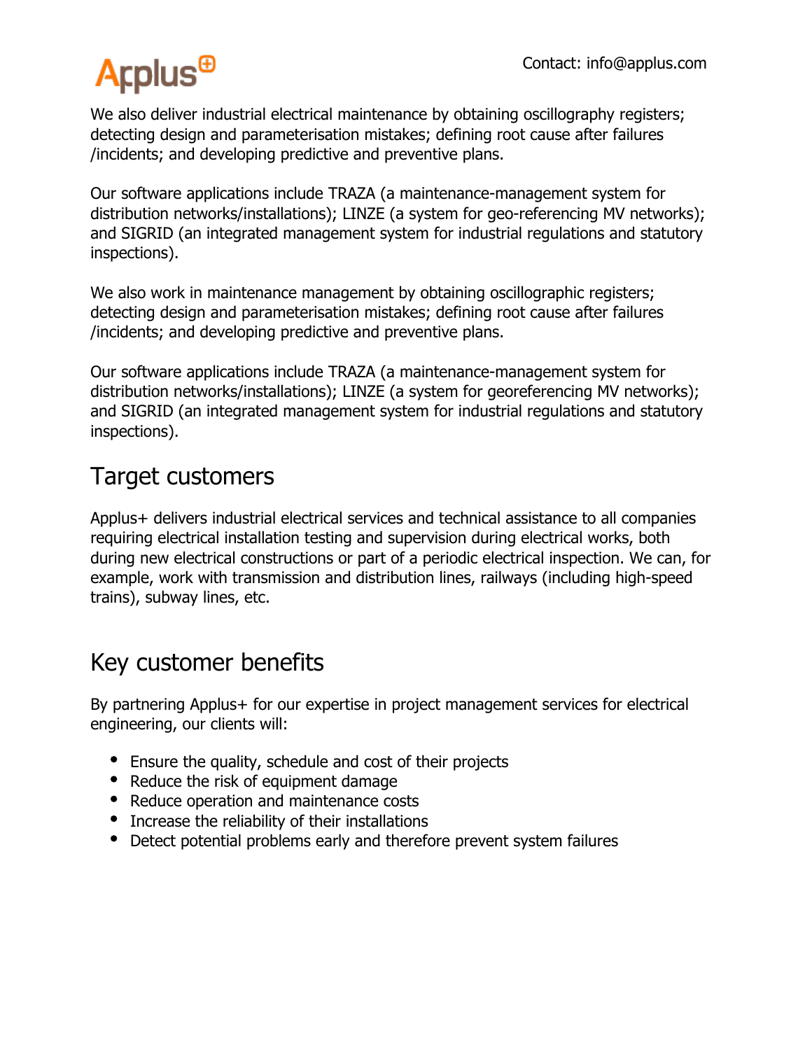We also deliver industrial electrical maintenance by obtaining oscillography registers; detecting design and parameterisation mistakes; defining root cause after failures /incidents; and developing predictive and preventive plans.

Our software applications include TRAZA (a maintenance-management system for distribution networks/installations); LINZE (a system for geo-referencing MV networks); and SIGRID (an integrated management system for industrial regulations and statutory inspections).

We also work in maintenance management by obtaining oscillographic registers; detecting design and parameterisation mistakes; defining root cause after failures /incidents; and developing predictive and preventive plans.

Our software applications include TRAZA (a maintenance-management system for distribution networks/installations); LINZE (a system for georeferencing MV networks); and SIGRID (an integrated management system for industrial regulations and statutory inspections).

## Target customers

Applus+ delivers industrial electrical services and technical assistance to all companies requiring electrical installation testing and supervision during electrical works, both during new electrical constructions or part of a periodic electrical inspection. We can, for example, work with transmission and distribution lines, railways (including high-speed trains), subway lines, etc.

## Key customer benefits

By partnering Applus+ for our expertise in project management services for electrical engineering, our clients will:

- Ensure the quality, schedule and cost of their projects
- Reduce the risk of equipment damage
- Reduce operation and maintenance costs
- Increase the reliability of their installations
- Detect potential problems early and therefore prevent system failures